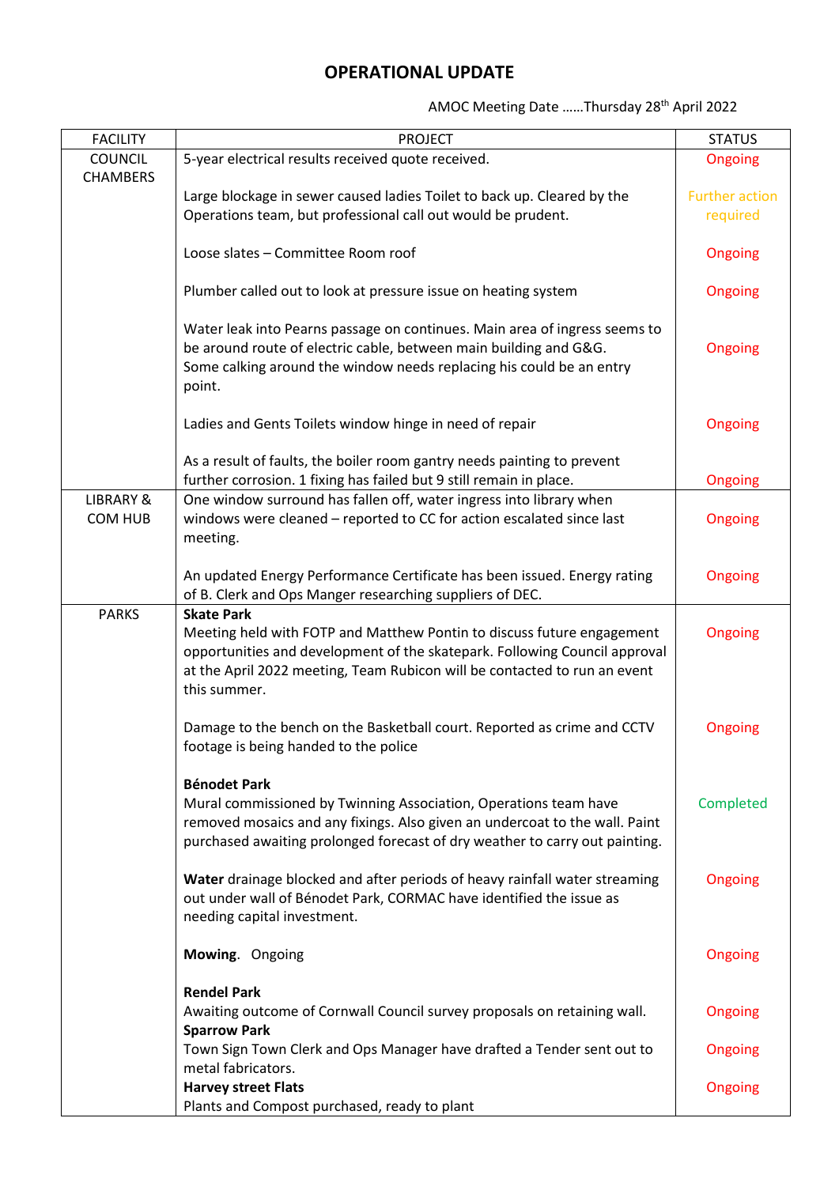# OPERATIONAL UPDATE

AMOC Meeting Date ……Thursday 28th April 2022

| FACILITY | PROJECT | STATUS |
|---|---|---|
| COUNCIL CHAMBERS | 5-year electrical results received quote received. | Ongoing |
| | Large blockage in sewer caused ladies Toilet to back up. Cleared by the Operations team, but professional call out would be prudent. | Further action required |
| | Loose slates – Committee Room roof | Ongoing |
| | Plumber called out to look at pressure issue on heating system | Ongoing |
| | Water leak into Pearns passage on continues. Main area of ingress seems to be around route of electric cable, between main building and G&G. Some calking around the window needs replacing his could be an entry point. | Ongoing |
| | Ladies and Gents Toilets window hinge in need of repair | Ongoing |
| | As a result of faults, the boiler room gantry needs painting to prevent further corrosion. 1 fixing has failed but 9 still remain in place. | Ongoing |
| LIBRARY & COM HUB | One window surround has fallen off, water ingress into library when windows were cleaned – reported to CC for action escalated since last meeting. | Ongoing |
| | An updated Energy Performance Certificate has been issued. Energy rating of B. Clerk and Ops Manger researching suppliers of DEC. | Ongoing |
| PARKS | **Skate Park** Meeting held with FOTP and Matthew Pontin to discuss future engagement opportunities and development of the skatepark. Following Council approval at the April 2022 meeting, Team Rubicon will be contacted to run an event this summer. | Ongoing |
| | Damage to the bench on the Basketball court. Reported as crime and CCTV footage is being handed to the police | Ongoing |
| | **Bénodet Park** Mural commissioned by Twinning Association, Operations team have removed mosaics and any fixings. Also given an undercoat to the wall. Paint purchased awaiting prolonged forecast of dry weather to carry out painting. | Completed |
| | **Water** drainage blocked and after periods of heavy rainfall water streaming out under wall of Bénodet Park, CORMAC have identified the issue as needing capital investment. | Ongoing |
| | **Mowing**. Ongoing | Ongoing |
| | **Rendel Park** Awaiting outcome of Cornwall Council survey proposals on retaining wall. | Ongoing |
| | **Sparrow Park** Town Sign Town Clerk and Ops Manager have drafted a Tender sent out to metal fabricators. | Ongoing |
| | **Harvey street Flats** Plants and Compost purchased, ready to plant | Ongoing |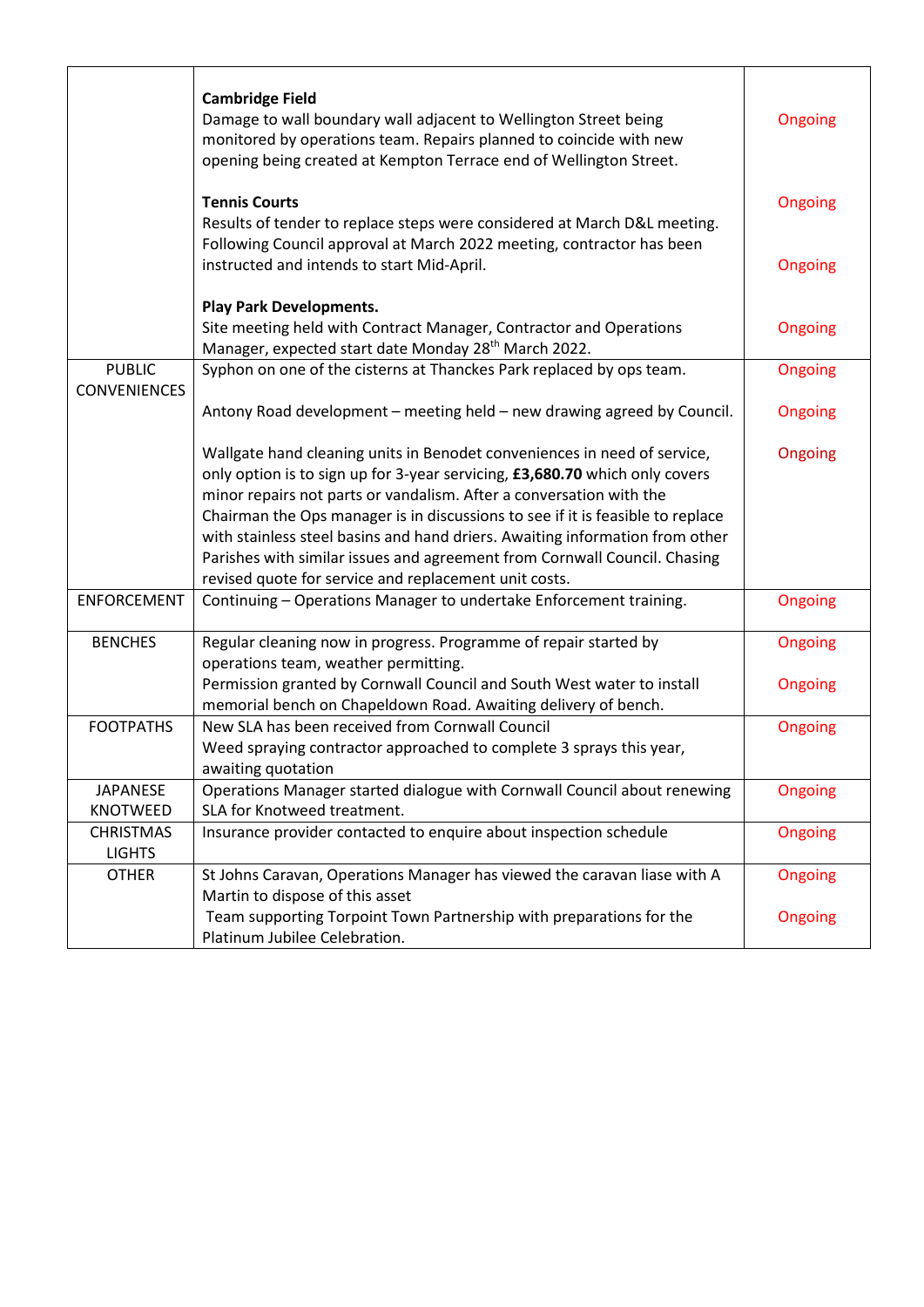| | | |
|---|---|---|
| | **Cambridge Field**<br>Damage to wall boundary wall adjacent to Wellington Street being monitored by operations team. Repairs planned to coincide with new opening being created at Kempton Terrace end of Wellington Street.<br><br>**Tennis Courts**<br>Results of tender to replace steps were considered at March D&L meeting. Following Council approval at March 2022 meeting, contractor has been instructed and intends to start Mid-April.<br><br>**Play Park Developments.**<br>Site meeting held with Contract Manager, Contractor and Operations Manager, expected start date Monday 28th March 2022. | Ongoing<br><br>Ongoing<br><br>Ongoing<br><br>Ongoing |
| PUBLIC CONVENIENCES | Syphon on one of the cisterns at Thanckes Park replaced by ops team.<br><br>Antony Road development – meeting held – new drawing agreed by Council.<br><br>Wallgate hand cleaning units in Benodet conveniences in need of service, only option is to sign up for 3-year servicing, **£3,680.70** which only covers minor repairs not parts or vandalism. After a conversation with the Chairman the Ops manager is in discussions to see if it is feasible to replace with stainless steel basins and hand driers. Awaiting information from other Parishes with similar issues and agreement from Cornwall Council. Chasing revised quote for service and replacement unit costs. | Ongoing<br><br>Ongoing<br><br>Ongoing |
| ENFORCEMENT | Continuing – Operations Manager to undertake Enforcement training. | Ongoing |
| BENCHES | Regular cleaning now in progress. Programme of repair started by operations team, weather permitting.<br>Permission granted by Cornwall Council and South West water to install memorial bench on Chapeldown Road. Awaiting delivery of bench. | Ongoing<br><br>Ongoing |
| FOOTPATHS | New SLA has been received from Cornwall Council<br>Weed spraying contractor approached to complete 3 sprays this year, awaiting quotation | Ongoing |
| JAPANESE KNOTWEED | Operations Manager started dialogue with Cornwall Council about renewing SLA for Knotweed treatment. | Ongoing |
| CHRISTMAS LIGHTS | Insurance provider contacted to enquire about inspection schedule | Ongoing |
| OTHER | St Johns Caravan, Operations Manager has viewed the caravan liase with A Martin to dispose of this asset<br>Team supporting Torpoint Town Partnership with preparations for the Platinum Jubilee Celebration. | Ongoing<br><br>Ongoing |